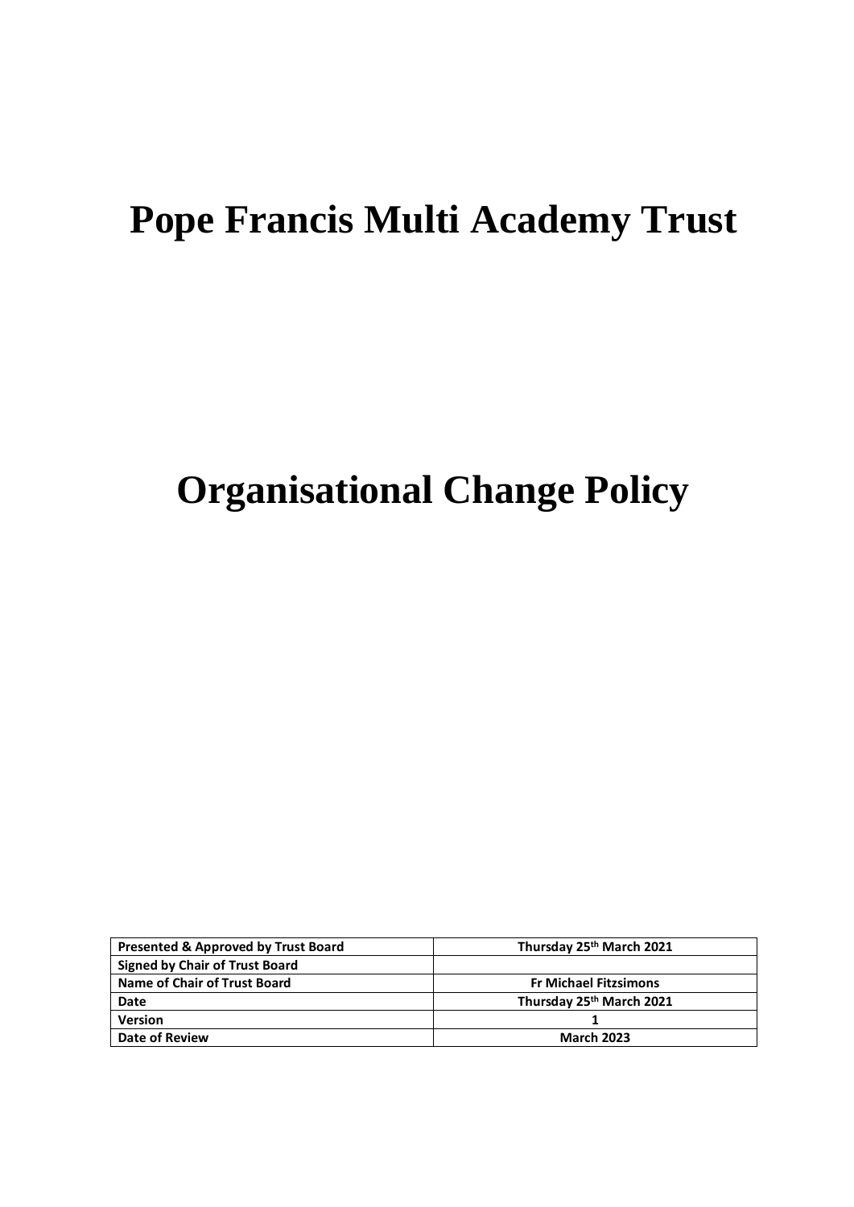# Pope Francis Multi Academy Trust

# Organisational Change Policy

| Presented & Approved by Trust Board | Thursday 25th March 2021 |
|---|---|
| Signed by Chair of Trust Board | |
| Name of Chair of Trust Board | Fr Michael Fitzsimons |
| Date | Thursday 25th March 2021 |
| Version | 1 |
| Date of Review | March 2023 |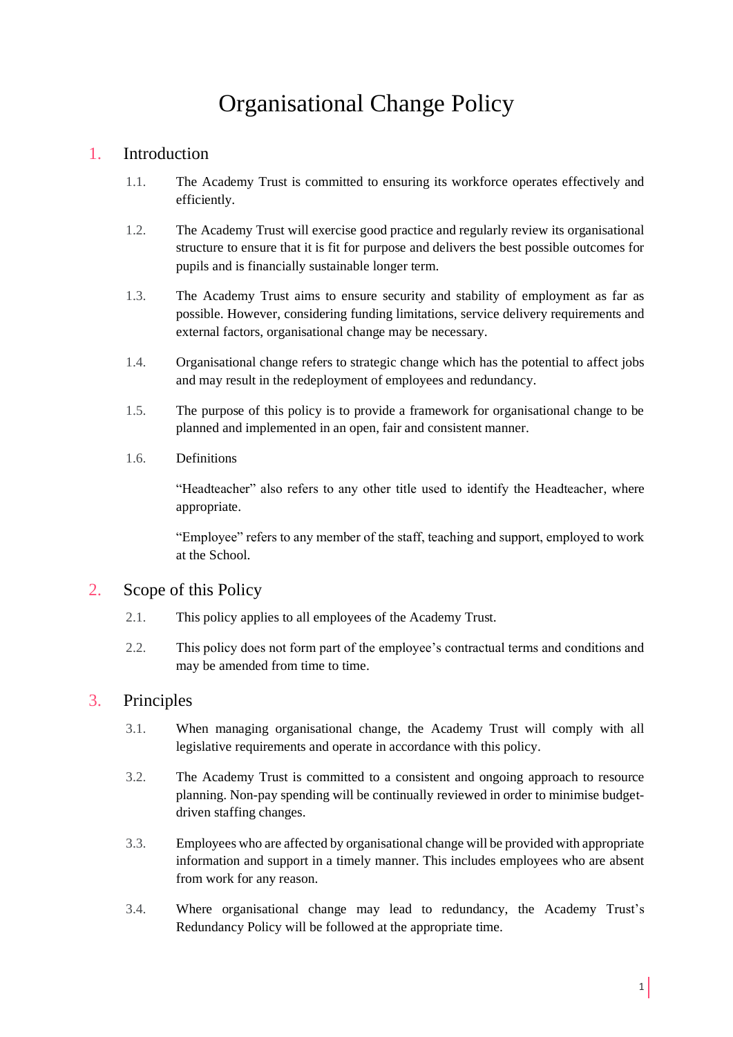# Organisational Change Policy

## 1. Introduction

1.1. The Academy Trust is committed to ensuring its workforce operates effectively and efficiently.

1.2. The Academy Trust will exercise good practice and regularly review its organisational structure to ensure that it is fit for purpose and delivers the best possible outcomes for pupils and is financially sustainable longer term.

1.3. The Academy Trust aims to ensure security and stability of employment as far as possible. However, considering funding limitations, service delivery requirements and external factors, organisational change may be necessary.

1.4. Organisational change refers to strategic change which has the potential to affect jobs and may result in the redeployment of employees and redundancy.

1.5. The purpose of this policy is to provide a framework for organisational change to be planned and implemented in an open, fair and consistent manner.

1.6. Definitions

"Headteacher" also refers to any other title used to identify the Headteacher, where appropriate.

"Employee" refers to any member of the staff, teaching and support, employed to work at the School.

## 2. Scope of this Policy

2.1. This policy applies to all employees of the Academy Trust.

2.2. This policy does not form part of the employee's contractual terms and conditions and may be amended from time to time.

## 3. Principles

3.1. When managing organisational change, the Academy Trust will comply with all legislative requirements and operate in accordance with this policy.

3.2. The Academy Trust is committed to a consistent and ongoing approach to resource planning. Non-pay spending will be continually reviewed in order to minimise budget-driven staffing changes.

3.3. Employees who are affected by organisational change will be provided with appropriate information and support in a timely manner. This includes employees who are absent from work for any reason.

3.4. Where organisational change may lead to redundancy, the Academy Trust's Redundancy Policy will be followed at the appropriate time.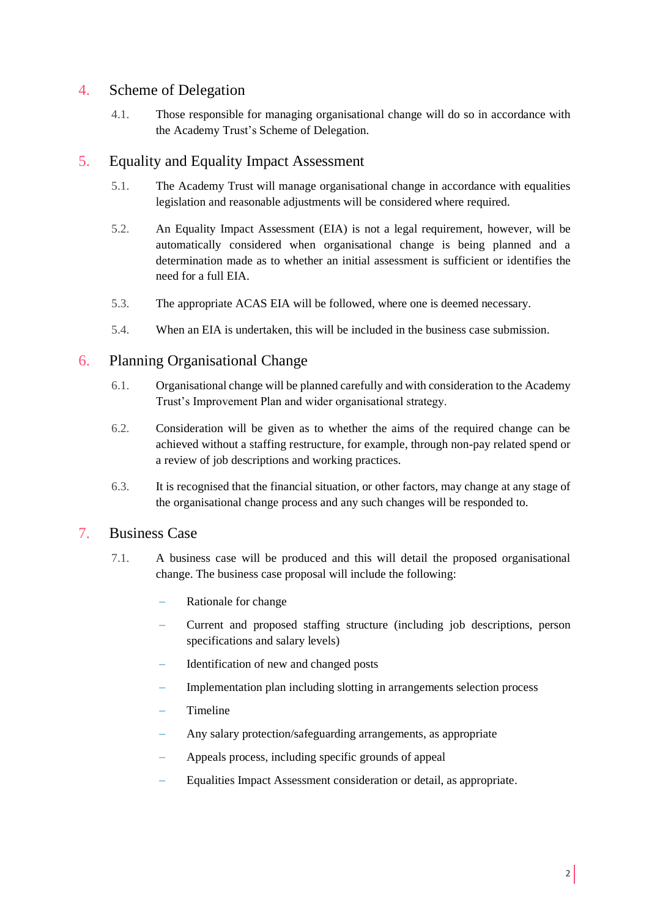## 4. Scheme of Delegation

4.1. Those responsible for managing organisational change will do so in accordance with the Academy Trust's Scheme of Delegation.

## 5. Equality and Equality Impact Assessment

5.1. The Academy Trust will manage organisational change in accordance with equalities legislation and reasonable adjustments will be considered where required.

5.2. An Equality Impact Assessment (EIA) is not a legal requirement, however, will be automatically considered when organisational change is being planned and a determination made as to whether an initial assessment is sufficient or identifies the need for a full EIA.

5.3. The appropriate ACAS EIA will be followed, where one is deemed necessary.

5.4. When an EIA is undertaken, this will be included in the business case submission.

## 6. Planning Organisational Change

6.1. Organisational change will be planned carefully and with consideration to the Academy Trust's Improvement Plan and wider organisational strategy.

6.2. Consideration will be given as to whether the aims of the required change can be achieved without a staffing restructure, for example, through non-pay related spend or a review of job descriptions and working practices.

6.3. It is recognised that the financial situation, or other factors, may change at any stage of the organisational change process and any such changes will be responded to.

## 7. Business Case

7.1. A business case will be produced and this will detail the proposed organisational change. The business case proposal will include the following:

- Rationale for change
- Current and proposed staffing structure (including job descriptions, person specifications and salary levels)
- Identification of new and changed posts
- Implementation plan including slotting in arrangements selection process
- Timeline
- Any salary protection/safeguarding arrangements, as appropriate
- Appeals process, including specific grounds of appeal
- Equalities Impact Assessment consideration or detail, as appropriate.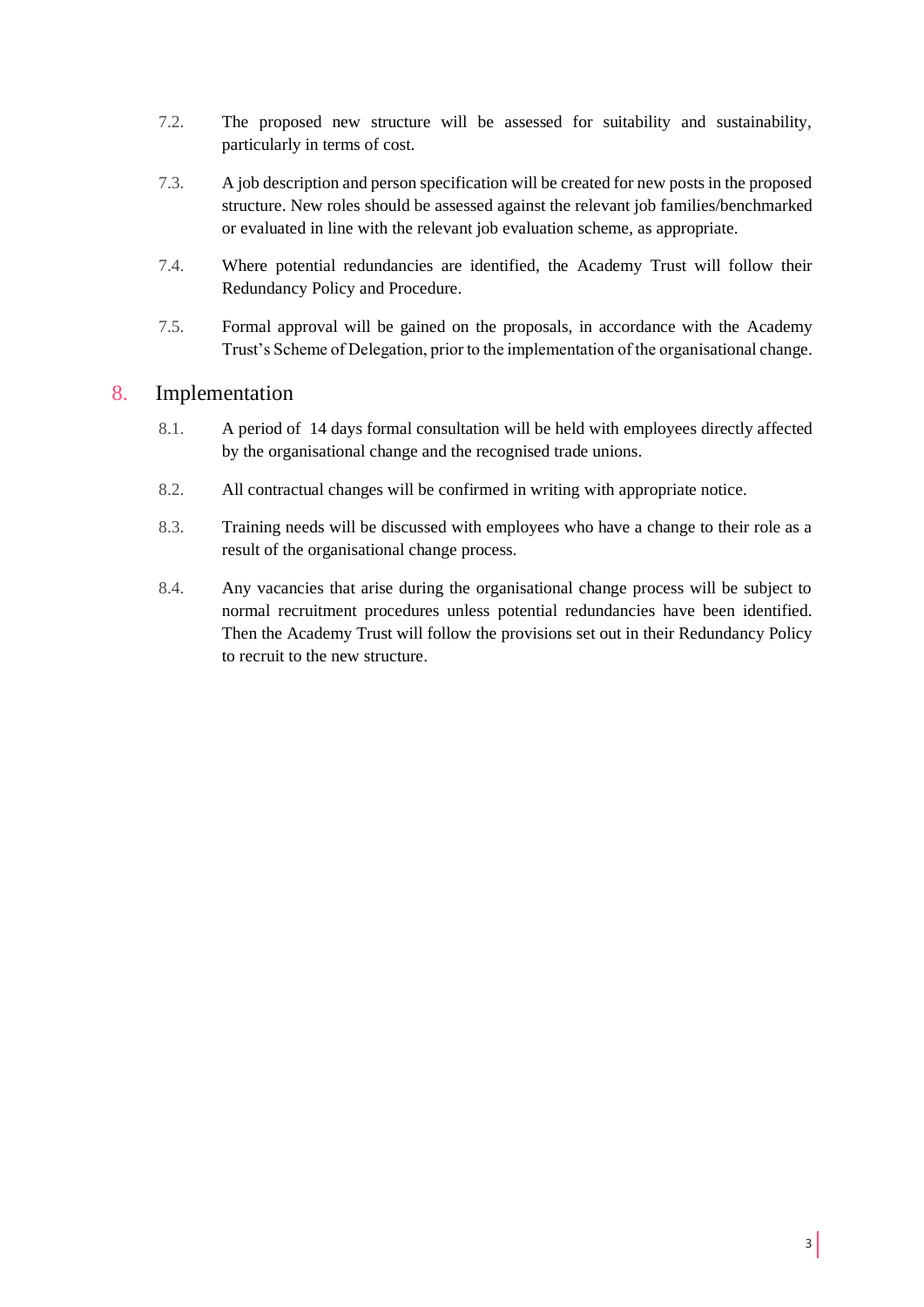7.2. The proposed new structure will be assessed for suitability and sustainability, particularly in terms of cost.

7.3. A job description and person specification will be created for new posts in the proposed structure. New roles should be assessed against the relevant job families/benchmarked or evaluated in line with the relevant job evaluation scheme, as appropriate.

7.4. Where potential redundancies are identified, the Academy Trust will follow their Redundancy Policy and Procedure.

7.5. Formal approval will be gained on the proposals, in accordance with the Academy Trust's Scheme of Delegation, prior to the implementation of the organisational change.

## 8. Implementation

8.1. A period of 14 days formal consultation will be held with employees directly affected by the organisational change and the recognised trade unions.

8.2. All contractual changes will be confirmed in writing with appropriate notice.

8.3. Training needs will be discussed with employees who have a change to their role as a result of the organisational change process.

8.4. Any vacancies that arise during the organisational change process will be subject to normal recruitment procedures unless potential redundancies have been identified. Then the Academy Trust will follow the provisions set out in their Redundancy Policy to recruit to the new structure.